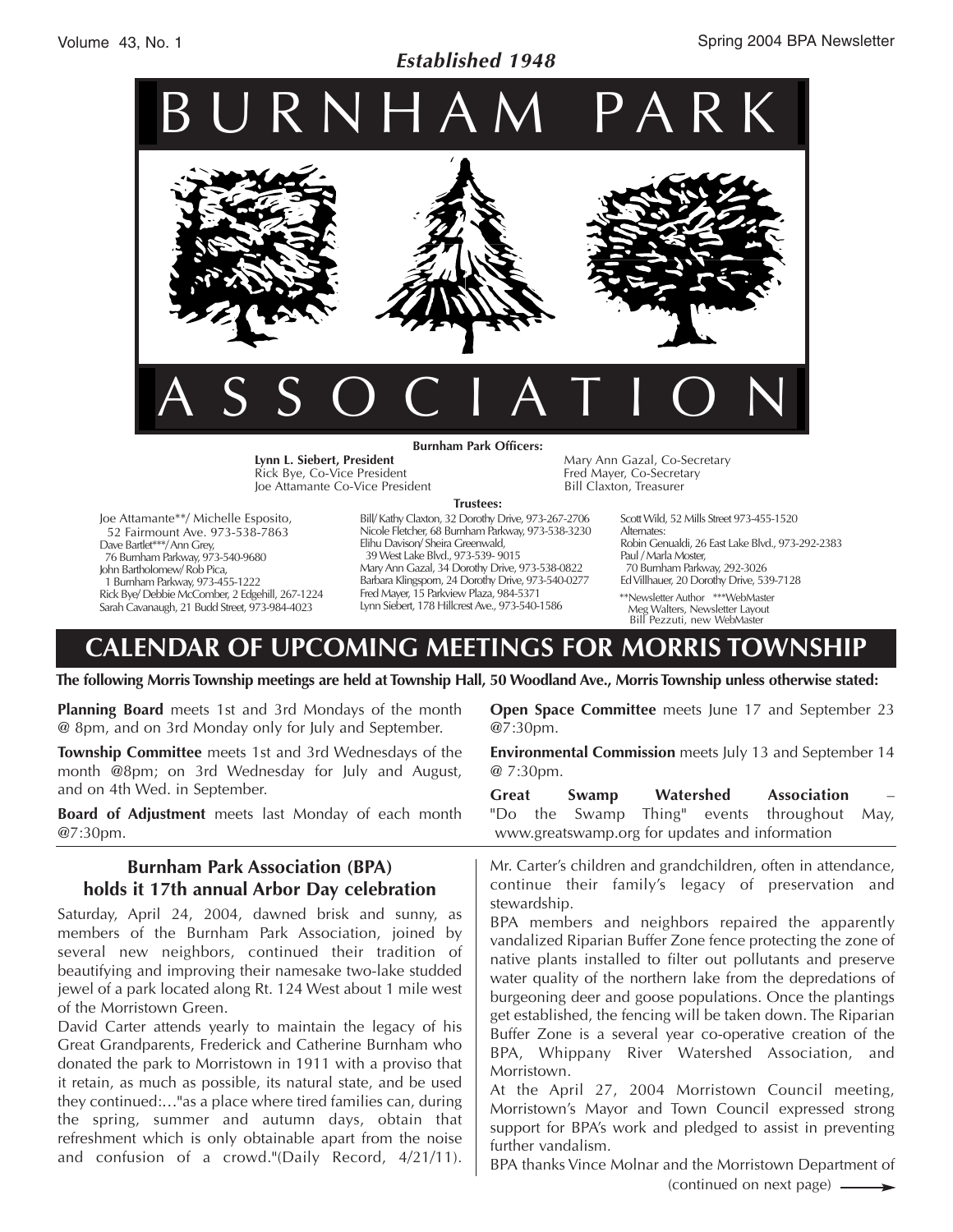*Established 1948*

# BURNHAM PARK ASSOCIATION

**Burnham Park Officers:**

**Lynn L. Siebert, President**
Rick Bye, Co-Vice President
Joe Attamante Co-Vice President

Mary Ann Gazal, Co-Secretary
Fred Mayer, Co-Secretary
Bill Claxton, Treasurer

**Trustees:**

Joe Attamante**/ Michelle Esposito, 52 Fairmount Ave. 973-538-7863
Dave Bartlet***/Ann Grey, 76 Burnham Parkway, 973-540-9680
John Bartholomew/ Rob Pica, 1 Burnham Parkway, 973-455-1222
Rick Bye/ Debbie McComber, 2 Edgehill, 267-1224
Sarah Cavanaugh, 21 Budd Street, 973-984-4023

Bill/ Kathy Claxton, 32 Dorothy Drive, 973-267-2706
Nicole Fletcher, 68 Burnham Parkway, 973-538-3230
Elihu Davison/ Sheira Greenwald, 39 West Lake Blvd., 973-539- 9015
Mary Ann Gazal, 34 Dorothy Drive, 973-538-0822
Barbara Klingsporn, 24 Dorothy Drive, 973-540-0277
Fred Mayer, 15 Parkview Plaza, 984-5371
Lynn Siebert, 178 Hillcrest Ave., 973-540-1586

Scott Wild, 52 Mills Street 973-455-1520
Alternates:
Robin Genualdi, 26 East Lake Blvd., 973-292-2383
Paul / Marla Moster, 70 Burnham Parkway, 292-3026
Ed Villhauer, 20 Dorothy Drive, 539-7128

**Newsletter Author ***WebMaster
Meg Walters, Newsletter Layout
Bill Pezzuti, new WebMaster

## CALENDAR OF UPCOMING MEETINGS FOR MORRIS TOWNSHIP

**The following Morris Township meetings are held at Township Hall, 50 Woodland Ave., Morris Township unless otherwise stated:**

**Planning Board** meets 1st and 3rd Mondays of the month @ 8pm, and on 3rd Monday only for July and September.

**Township Committee** meets 1st and 3rd Wednesdays of the month @8pm; on 3rd Wednesday for July and August, and on 4th Wed. in September.

**Board of Adjustment** meets last Monday of each month @7:30pm.

**Open Space Committee** meets June 17 and September 23 @7:30pm.

**Environmental Commission** meets July 13 and September 14 @ 7:30pm.

**Great Swamp Watershed Association** – "Do the Swamp Thing" events throughout May, www.greatswamp.org for updates and information

## Burnham Park Association (BPA) holds it 17th annual Arbor Day celebration

Saturday, April 24, 2004, dawned brisk and sunny, as members of the Burnham Park Association, joined by several new neighbors, continued their tradition of beautifying and improving their namesake two-lake studded jewel of a park located along Rt. 124 West about 1 mile west of the Morristown Green.

David Carter attends yearly to maintain the legacy of his Great Grandparents, Frederick and Catherine Burnham who donated the park to Morristown in 1911 with a proviso that it retain, as much as possible, its natural state, and be used they continued:…"as a place where tired families can, during the spring, summer and autumn days, obtain that refreshment which is only obtainable apart from the noise and confusion of a crowd."(Daily Record, 4/21/11). Mr. Carter's children and grandchildren, often in attendance, continue their family's legacy of preservation and stewardship.

BPA members and neighbors repaired the apparently vandalized Riparian Buffer Zone fence protecting the zone of native plants installed to filter out pollutants and preserve water quality of the northern lake from the depredations of burgeoning deer and goose populations. Once the plantings get established, the fencing will be taken down. The Riparian Buffer Zone is a several year co-operative creation of the BPA, Whippany River Watershed Association, and Morristown.

At the April 27, 2004 Morristown Council meeting, Morristown's Mayor and Town Council expressed strong support for BPA's work and pledged to assist in preventing further vandalism.

BPA thanks Vince Molnar and the Morristown Department of

(continued on next page)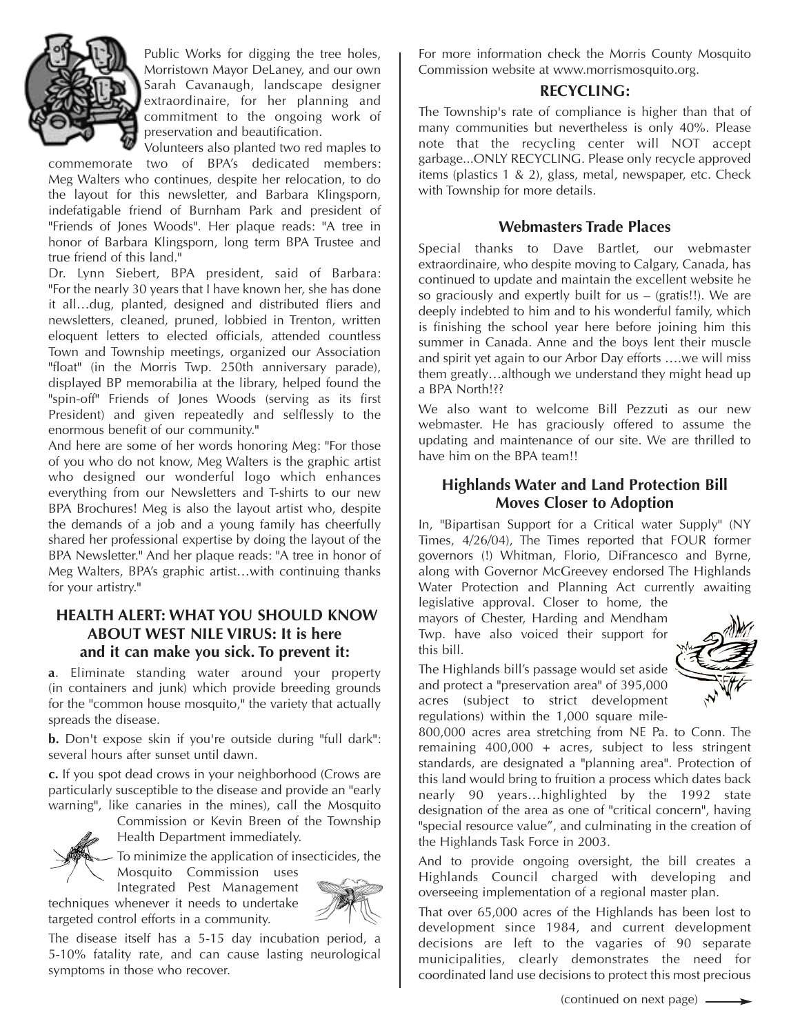Public Works for digging the tree holes, Morristown Mayor DeLaney, and our own Sarah Cavanaugh, landscape designer extraordinaire, for her planning and commitment to the ongoing work of preservation and beautification.

Volunteers also planted two red maples to commemorate two of BPA's dedicated members: Meg Walters who continues, despite her relocation, to do the layout for this newsletter, and Barbara Klingsporn, indefatigable friend of Burnham Park and president of "Friends of Jones Woods". Her plaque reads: "A tree in honor of Barbara Klingsporn, long term BPA Trustee and true friend of this land."

Dr. Lynn Siebert, BPA president, said of Barbara: "For the nearly 30 years that I have known her, she has done it all…dug, planted, designed and distributed fliers and newsletters, cleaned, pruned, lobbied in Trenton, written eloquent letters to elected officials, attended countless Town and Township meetings, organized our Association "float" (in the Morris Twp. 250th anniversary parade), displayed BP memorabilia at the library, helped found the "spin-off" Friends of Jones Woods (serving as its first President) and given repeatedly and selflessly to the enormous benefit of our community."

And here are some of her words honoring Meg: "For those of you who do not know, Meg Walters is the graphic artist who designed our wonderful logo which enhances everything from our Newsletters and T-shirts to our new BPA Brochures! Meg is also the layout artist who, despite the demands of a job and a young family has cheerfully shared her professional expertise by doing the layout of the BPA Newsletter." And her plaque reads: "A tree in honor of Meg Walters, BPA's graphic artist…with continuing thanks for your artistry."

## HEALTH ALERT: WHAT YOU SHOULD KNOW ABOUT WEST NILE VIRUS: It is here and it can make you sick. To prevent it:

**a**. Eliminate standing water around your property (in containers and junk) which provide breeding grounds for the "common house mosquito," the variety that actually spreads the disease.

**b.** Don't expose skin if you're outside during "full dark": several hours after sunset until dawn.

**c.** If you spot dead crows in your neighborhood (Crows are particularly susceptible to the disease and provide an "early warning", like canaries in the mines), call the Mosquito Commission or Kevin Breen of the Township Health Department immediately.

To minimize the application of insecticides, the Mosquito Commission uses Integrated Pest Management techniques whenever it needs to undertake targeted control efforts in a community.

The disease itself has a 5-15 day incubation period, a 5-10% fatality rate, and can cause lasting neurological symptoms in those who recover.

For more information check the Morris County Mosquito Commission website at www.morrismosquito.org.

## RECYCLING:

The Township's rate of compliance is higher than that of many communities but nevertheless is only 40%. Please note that the recycling center will NOT accept garbage...ONLY RECYCLING. Please only recycle approved items (plastics 1 & 2), glass, metal, newspaper, etc. Check with Township for more details.

## Webmasters Trade Places

Special thanks to Dave Bartlet, our webmaster extraordinaire, who despite moving to Calgary, Canada, has continued to update and maintain the excellent website he so graciously and expertly built for us – (gratis!!). We are deeply indebted to him and to his wonderful family, which is finishing the school year here before joining him this summer in Canada. Anne and the boys lent their muscle and spirit yet again to our Arbor Day efforts ….we will miss them greatly…although we understand they might head up a BPA North!??

We also want to welcome Bill Pezzuti as our new webmaster. He has graciously offered to assume the updating and maintenance of our site. We are thrilled to have him on the BPA team!!

## Highlands Water and Land Protection Bill Moves Closer to Adoption

In, "Bipartisan Support for a Critical water Supply" (NY Times, 4/26/04), The Times reported that FOUR former governors (!) Whitman, Florio, DiFrancesco and Byrne, along with Governor McGreevey endorsed The Highlands Water Protection and Planning Act currently awaiting legislative approval. Closer to home, the mayors of Chester, Harding and Mendham Twp. have also voiced their support for this bill.

The Highlands bill's passage would set aside and protect a "preservation area" of 395,000 acres (subject to strict development regulations) within the 1,000 square mile-800,000 acres area stretching from NE Pa. to Conn. The remaining 400,000 + acres, subject to less stringent standards, are designated a "planning area". Protection of this land would bring to fruition a process which dates back nearly 90 years…highlighted by the 1992 state designation of the area as one of "critical concern", having "special resource value", and culminating in the creation of the Highlands Task Force in 2003.

And to provide ongoing oversight, the bill creates a Highlands Council charged with developing and overseeing implementation of a regional master plan.

That over 65,000 acres of the Highlands has been lost to development since 1984, and current development decisions are left to the vagaries of 90 separate municipalities, clearly demonstrates the need for coordinated land use decisions to protect this most precious

(continued on next page)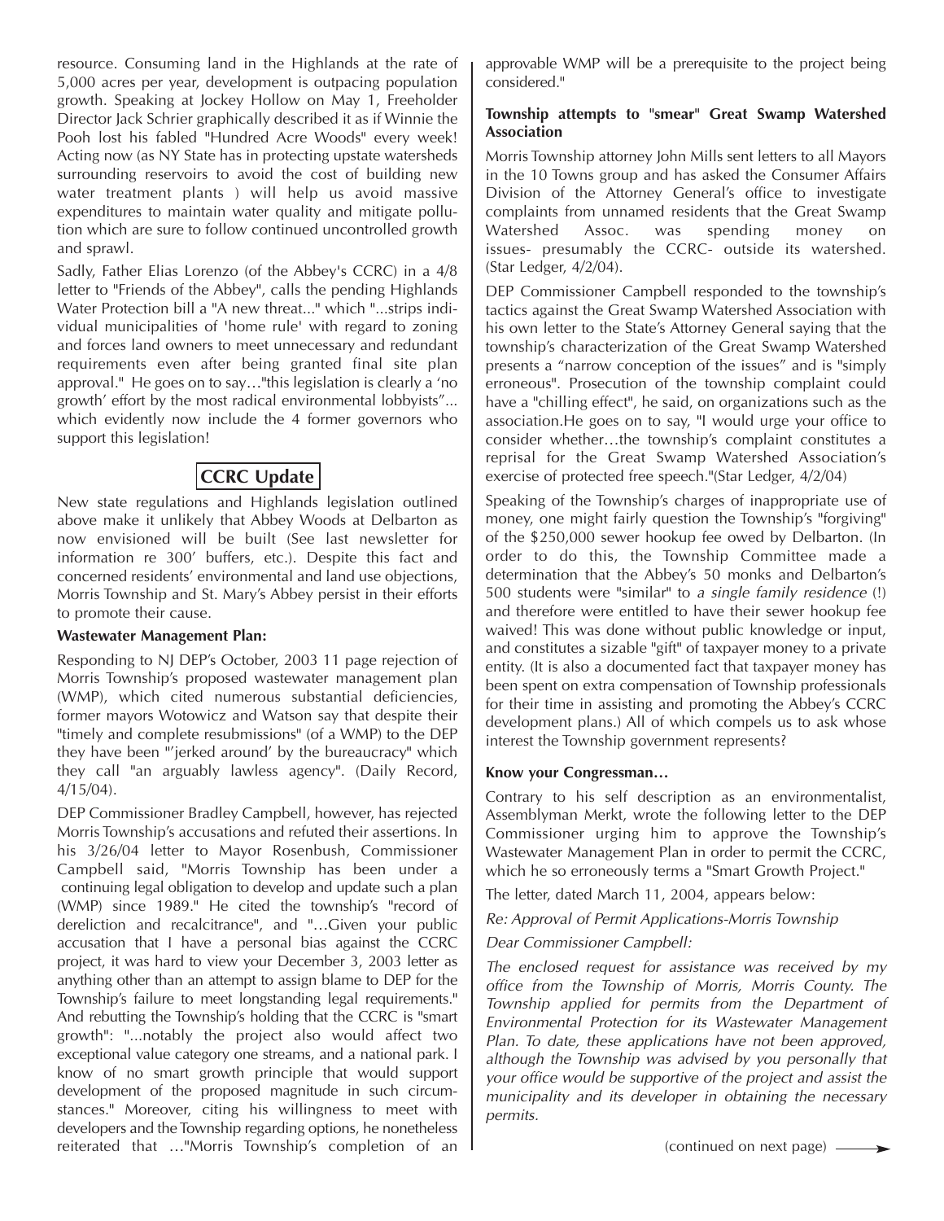resource. Consuming land in the Highlands at the rate of 5,000 acres per year, development is outpacing population growth. Speaking at Jockey Hollow on May 1, Freeholder Director Jack Schrier graphically described it as if Winnie the Pooh lost his fabled "Hundred Acre Woods" every week! Acting now (as NY State has in protecting upstate watersheds surrounding reservoirs to avoid the cost of building new water treatment plants ) will help us avoid massive expenditures to maintain water quality and mitigate pollution which are sure to follow continued uncontrolled growth and sprawl.

Sadly, Father Elias Lorenzo (of the Abbey's CCRC) in a 4/8 letter to "Friends of the Abbey", calls the pending Highlands Water Protection bill a "A new threat..." which "...strips individual municipalities of 'home rule' with regard to zoning and forces land owners to meet unnecessary and redundant requirements even after being granted final site plan approval." He goes on to say…"this legislation is clearly a 'no growth' effort by the most radical environmental lobbyists"... which evidently now include the 4 former governors who support this legislation!

## CCRC Update

New state regulations and Highlands legislation outlined above make it unlikely that Abbey Woods at Delbarton as now envisioned will be built (See last newsletter for information re 300' buffers, etc.). Despite this fact and concerned residents' environmental and land use objections, Morris Township and St. Mary's Abbey persist in their efforts to promote their cause.

**Wastewater Management Plan:**

Responding to NJ DEP's October, 2003 11 page rejection of Morris Township's proposed wastewater management plan (WMP), which cited numerous substantial deficiencies, former mayors Wotowicz and Watson say that despite their "timely and complete resubmissions" (of a WMP) to the DEP they have been "'jerked around' by the bureaucracy" which they call "an arguably lawless agency". (Daily Record, 4/15/04).

DEP Commissioner Bradley Campbell, however, has rejected Morris Township's accusations and refuted their assertions. In his 3/26/04 letter to Mayor Rosenbush, Commissioner Campbell said, "Morris Township has been under a continuing legal obligation to develop and update such a plan (WMP) since 1989." He cited the township's "record of dereliction and recalcitrance", and "…Given your public accusation that I have a personal bias against the CCRC project, it was hard to view your December 3, 2003 letter as anything other than an attempt to assign blame to DEP for the Township's failure to meet longstanding legal requirements." And rebutting the Township's holding that the CCRC is "smart growth": "...notably the project also would affect two exceptional value category one streams, and a national park. I know of no smart growth principle that would support development of the proposed magnitude in such circumstances." Moreover, citing his willingness to meet with developers and the Township regarding options, he nonetheless reiterated that …"Morris Township's completion of an approvable WMP will be a prerequisite to the project being considered."

**Township attempts to "smear" Great Swamp Watershed Association**

Morris Township attorney John Mills sent letters to all Mayors in the 10 Towns group and has asked the Consumer Affairs Division of the Attorney General's office to investigate complaints from unnamed residents that the Great Swamp Watershed Assoc. was spending money on issues- presumably the CCRC- outside its watershed. (Star Ledger, 4/2/04).

DEP Commissioner Campbell responded to the township's tactics against the Great Swamp Watershed Association with his own letter to the State's Attorney General saying that the township's characterization of the Great Swamp Watershed presents a "narrow conception of the issues" and is "simply erroneous". Prosecution of the township complaint could have a "chilling effect", he said, on organizations such as the association.He goes on to say, "I would urge your office to consider whether…the township's complaint constitutes a reprisal for the Great Swamp Watershed Association's exercise of protected free speech."(Star Ledger, 4/2/04)

Speaking of the Township's charges of inappropriate use of money, one might fairly question the Township's "forgiving" of the $250,000 sewer hookup fee owed by Delbarton. (In order to do this, the Township Committee made a determination that the Abbey's 50 monks and Delbarton's 500 students were "similar" to *a single family residence* (!) and therefore were entitled to have their sewer hookup fee waived! This was done without public knowledge or input, and constitutes a sizable "gift" of taxpayer money to a private entity. (It is also a documented fact that taxpayer money has been spent on extra compensation of Township professionals for their time in assisting and promoting the Abbey's CCRC development plans.) All of which compels us to ask whose interest the Township government represents?

**Know your Congressman…**

Contrary to his self description as an environmentalist, Assemblyman Merkt, wrote the following letter to the DEP Commissioner urging him to approve the Township's Wastewater Management Plan in order to permit the CCRC, which he so erroneously terms a "Smart Growth Project."

The letter, dated March 11, 2004, appears below:

*Re: Approval of Permit Applications-Morris Township*

*Dear Commissioner Campbell:*

*The enclosed request for assistance was received by my office from the Township of Morris, Morris County. The Township applied for permits from the Department of Environmental Protection for its Wastewater Management Plan. To date, these applications have not been approved, although the Township was advised by you personally that your office would be supportive of the project and assist the municipality and its developer in obtaining the necessary permits.*

(continued on next page)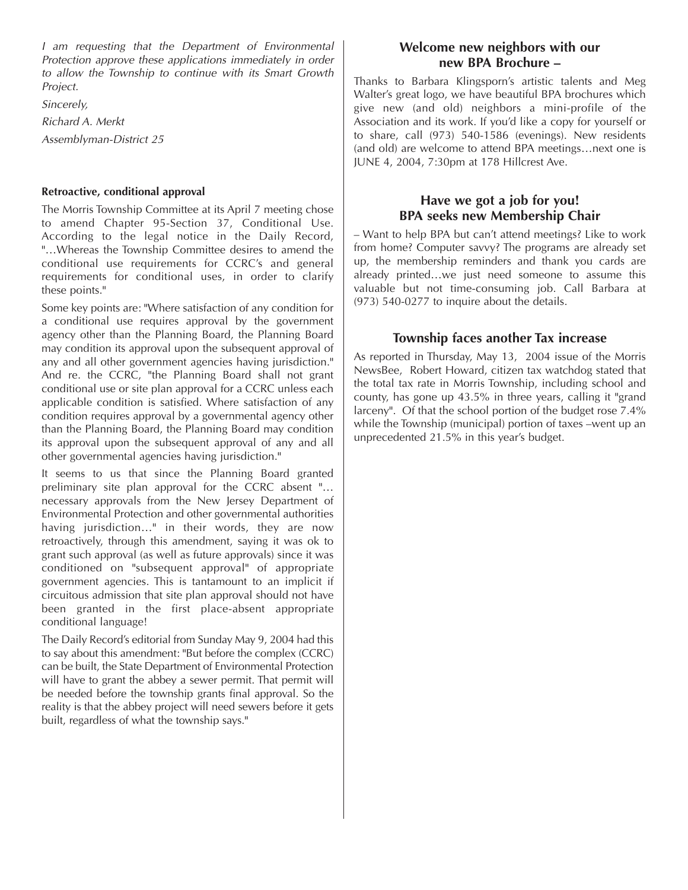*I am requesting that the Department of Environmental Protection approve these applications immediately in order to allow the Township to continue with its Smart Growth Project.*

*Sincerely,*

*Richard A. Merkt*

*Assemblyman-District 25*

**Retroactive, conditional approval**

The Morris Township Committee at its April 7 meeting chose to amend Chapter 95-Section 37, Conditional Use. According to the legal notice in the Daily Record, "…Whereas the Township Committee desires to amend the conditional use requirements for CCRC's and general requirements for conditional uses, in order to clarify these points."

Some key points are: "Where satisfaction of any condition for a conditional use requires approval by the government agency other than the Planning Board, the Planning Board may condition its approval upon the subsequent approval of any and all other government agencies having jurisdiction." And re. the CCRC, "the Planning Board shall not grant conditional use or site plan approval for a CCRC unless each applicable condition is satisfied. Where satisfaction of any condition requires approval by a governmental agency other than the Planning Board, the Planning Board may condition its approval upon the subsequent approval of any and all other governmental agencies having jurisdiction."

It seems to us that since the Planning Board granted preliminary site plan approval for the CCRC absent "… necessary approvals from the New Jersey Department of Environmental Protection and other governmental authorities having jurisdiction…" in their words, they are now retroactively, through this amendment, saying it was ok to grant such approval (as well as future approvals) since it was conditioned on "subsequent approval" of appropriate government agencies. This is tantamount to an implicit if circuitous admission that site plan approval should not have been granted in the first place-absent appropriate conditional language!

The Daily Record's editorial from Sunday May 9, 2004 had this to say about this amendment: "But before the complex (CCRC) can be built, the State Department of Environmental Protection will have to grant the abbey a sewer permit. That permit will be needed before the township grants final approval. So the reality is that the abbey project will need sewers before it gets built, regardless of what the township says."

## Welcome new neighbors with our new BPA Brochure –

Thanks to Barbara Klingsporn's artistic talents and Meg Walter's great logo, we have beautiful BPA brochures which give new (and old) neighbors a mini-profile of the Association and its work. If you'd like a copy for yourself or to share, call (973) 540-1586 (evenings). New residents (and old) are welcome to attend BPA meetings…next one is JUNE 4, 2004, 7:30pm at 178 Hillcrest Ave.

## Have we got a job for you! BPA seeks new Membership Chair

– Want to help BPA but can't attend meetings? Like to work from home? Computer savvy? The programs are already set up, the membership reminders and thank you cards are already printed…we just need someone to assume this valuable but not time-consuming job. Call Barbara at (973) 540-0277 to inquire about the details.

## Township faces another Tax increase

As reported in Thursday, May 13, 2004 issue of the Morris NewsBee, Robert Howard, citizen tax watchdog stated that the total tax rate in Morris Township, including school and county, has gone up 43.5% in three years, calling it "grand larceny". Of that the school portion of the budget rose 7.4% while the Township (municipal) portion of taxes –went up an unprecedented 21.5% in this year's budget.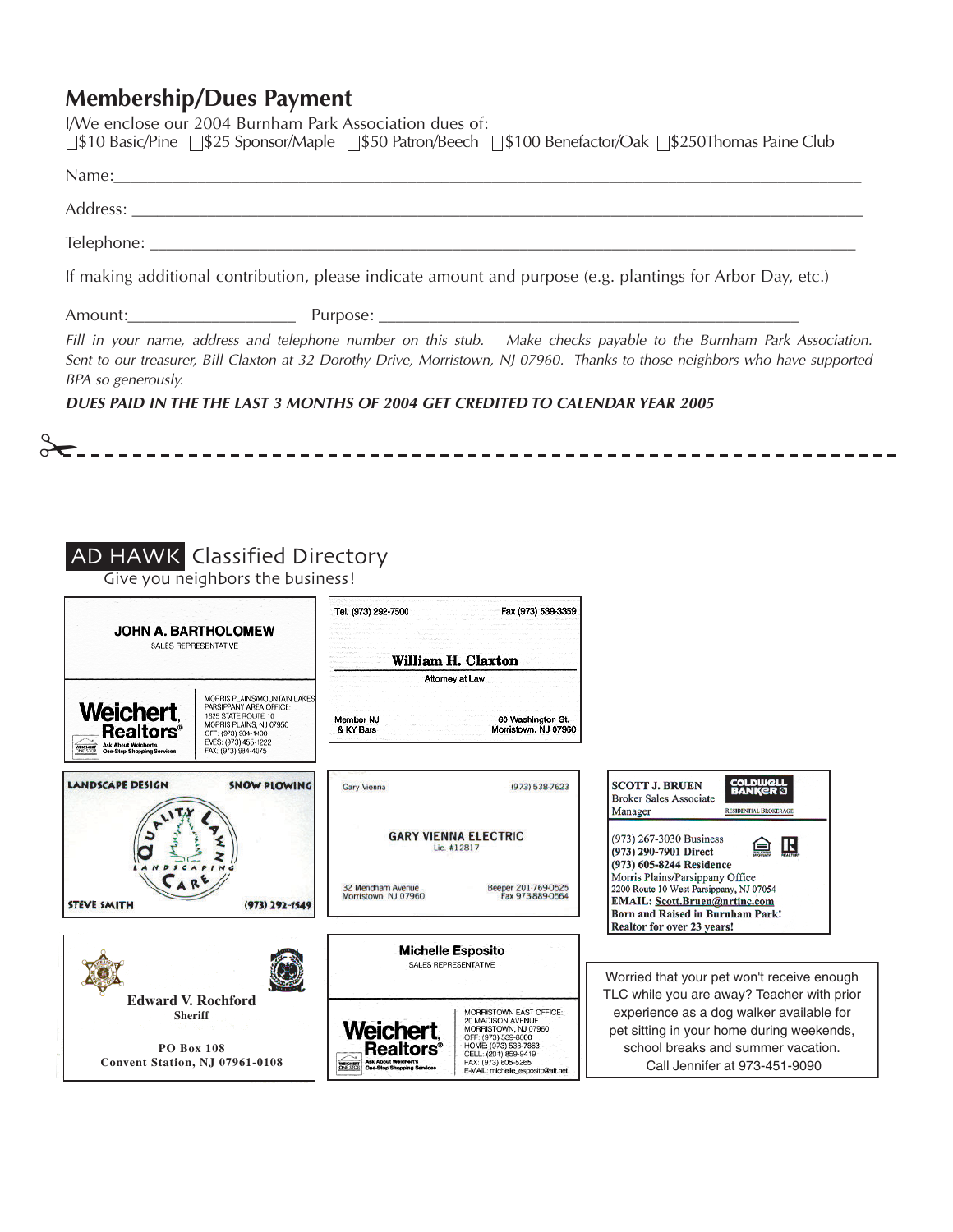## Membership/Dues Payment

I/We enclose our 2004 Burnham Park Association dues of:

☐$10 Basic/Pine ☐$25 Sponsor/Maple ☐$50 Patron/Beech ☐$100 Benefactor/Oak ☐$250Thomas Paine Club

Name:_______________________________________________

Address: _______________________________________________

Telephone: _______________________________________________

If making additional contribution, please indicate amount and purpose (e.g. plantings for Arbor Day, etc.)

Amount:____________________ Purpose: _______________________________

*Fill in your name, address and telephone number on this stub. Make checks payable to the Burnham Park Association. Sent to our treasurer, Bill Claxton at 32 Dorothy Drive, Morristown, NJ 07960. Thanks to those neighbors who have supported BPA so generously.*

***DUES PAID IN THE THE LAST 3 MONTHS OF 2004 GET CREDITED TO CALENDAR YEAR 2005***

---

## AD HAWK Classified Directory

Give you neighbors the business!

**JOHN A. BARTHOLOMEW**
SALES REPRESENTATIVE
Weichert Realtors
Ask About Weichert's One-Stop Shopping Services
MORRIS PLAINS/MOUNTAIN LAKES PARSIPPANY AREA OFFICE:
1625 STATE ROUTE 10
MORRIS PLAINS, NJ 07950
OFF: (973) 984-1400
EVES: (973) 455-1222
FAX: (973) 984-4075

Tel. (973) 292-7500 Fax (973) 539-3359
**William H. Claxton**
Attorney at Law
Member NJ & KY Bars
60 Washington St.
Morristown, NJ 07960

LANDSCAPE DESIGN SNOW PLOWING
QUALITY LAWN LANDSCAPING CARE
STEVE SMITH (973) 292-1549

Gary Vienna (973) 538-7623
**GARY VIENNA ELECTRIC**
Lic. #12817
32 Mendham Avenue
Morristown, NJ 07960
Beeper 201-769-0525
Fax 973-889-0564

**SCOTT J. BRUEN**
Broker Sales Associate
Manager
COLDWELL BANKER
RESIDENTIAL BROKERAGE
(973) 267-3030 Business
**(973) 290-7901 Direct**
**(973) 605-8244 Residence**
Morris Plains/Parsippany Office
2200 Route 10 West Parsippany, NJ 07054
**EMAIL: Scott.Bruen@nrtinc.com**
**Born and Raised in Burnham Park!**
**Realtor for over 23 years!**

**Edward V. Rochford**
**Sheriff**
**PO Box 108**
**Convent Station, NJ 07961-0108**

**Michelle Esposito**
SALES REPRESENTATIVE
Weichert Realtors
Ask About Weichert's One-Stop Shopping Services
MORRISTOWN EAST OFFICE:
20 MADISON AVENUE
MORRISTOWN, NJ 07960
OFF: (973) 539-8000
HOME: (973) 538-7863
CELL: (201) 859-9419
FAX: (973) 605-5265
E-MAIL: michelle_esposito@att.net

Worried that your pet won't receive enough TLC while you are away? Teacher with prior experience as a dog walker available for pet sitting in your home during weekends, school breaks and summer vacation.
Call Jennifer at 973-451-9090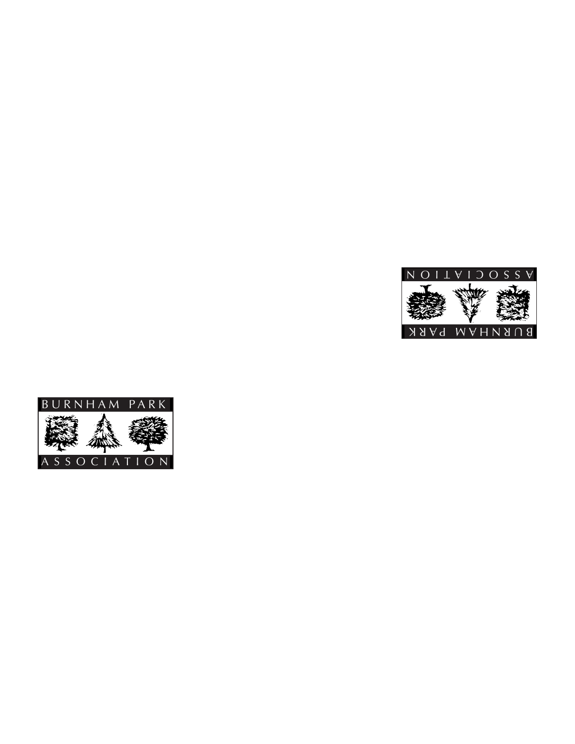BURNHAM PARK

ASSOCIATION

BURNHAM PARK

ASSOCIATION